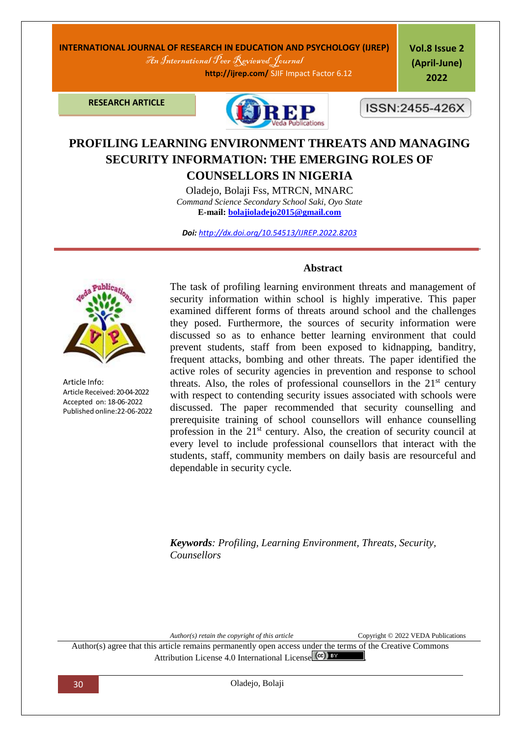**RESEARCH ARTICLE**

ISSN:2455-426X

# PROFILING LEARNING ENVIRONMENT THREATS AND MANAGING SECURITY INFORMATION: THE EMERGING ROLES OF COUNSELLORS IN NIGERIA

Oladejo, Bolaji Fss, MTRCN, MNARC

*Command Science Secondary School Saki, Oyo State*

**E-mail:** bolajioladejo2015@gmail.com

***Doi:*** *http://dx.doi.org/10.54513/IJREP.2022.8203*

Article Info:

Article Received: 20-04-2022

Accepted on: 18-06-2022

Published online: 22-06-2022

## Abstract

The task of profiling learning environment threats and management of security information within school is highly imperative. This paper examined different forms of threats around school and the challenges they posed. Furthermore, the sources of security information were discussed so as to enhance better learning environment that could prevent students, staff from been exposed to kidnapping, banditry, frequent attacks, bombing and other threats. The paper identified the active roles of security agencies in prevention and response to school threats. Also, the roles of professional counsellors in the 21st century with respect to contending security issues associated with schools were discussed. The paper recommended that security counselling and prerequisite training of school counsellors will enhance counselling profession in the 21st century. Also, the creation of security council at every level to include professional counsellors that interact with the students, staff, community members on daily basis are resourceful and dependable in security cycle.

***Keywords****: Profiling, Learning Environment, Threats, Security, Counsellors*

*Author(s) retain the copyright of this article* Copyright © 2022 VEDA Publications

Author(s) agree that this article remains permanently open access under the terms of the Creative Commons Attribution License 4.0 International License.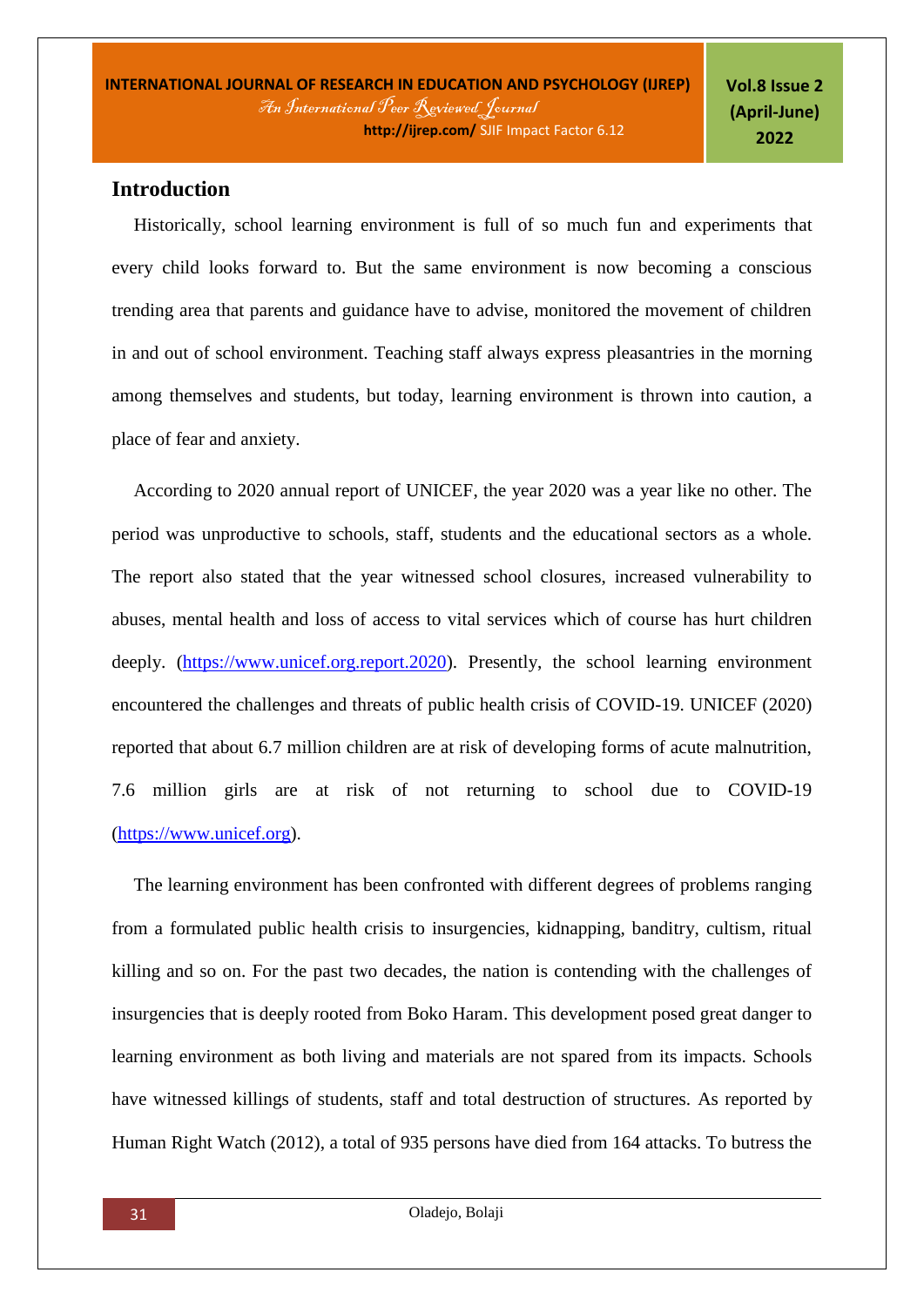## Introduction

Historically, school learning environment is full of so much fun and experiments that every child looks forward to. But the same environment is now becoming a conscious trending area that parents and guidance have to advise, monitored the movement of children in and out of school environment. Teaching staff always express pleasantries in the morning among themselves and students, but today, learning environment is thrown into caution, a place of fear and anxiety.

According to 2020 annual report of UNICEF, the year 2020 was a year like no other. The period was unproductive to schools, staff, students and the educational sectors as a whole. The report also stated that the year witnessed school closures, increased vulnerability to abuses, mental health and loss of access to vital services which of course has hurt children deeply. (https://www.unicef.org.report.2020). Presently, the school learning environment encountered the challenges and threats of public health crisis of COVID-19. UNICEF (2020) reported that about 6.7 million children are at risk of developing forms of acute malnutrition, 7.6 million girls are at risk of not returning to school due to COVID-19 (https://www.unicef.org).

The learning environment has been confronted with different degrees of problems ranging from a formulated public health crisis to insurgencies, kidnapping, banditry, cultism, ritual killing and so on. For the past two decades, the nation is contending with the challenges of insurgencies that is deeply rooted from Boko Haram. This development posed great danger to learning environment as both living and materials are not spared from its impacts. Schools have witnessed killings of students, staff and total destruction of structures. As reported by Human Right Watch (2012), a total of 935 persons have died from 164 attacks. To butress the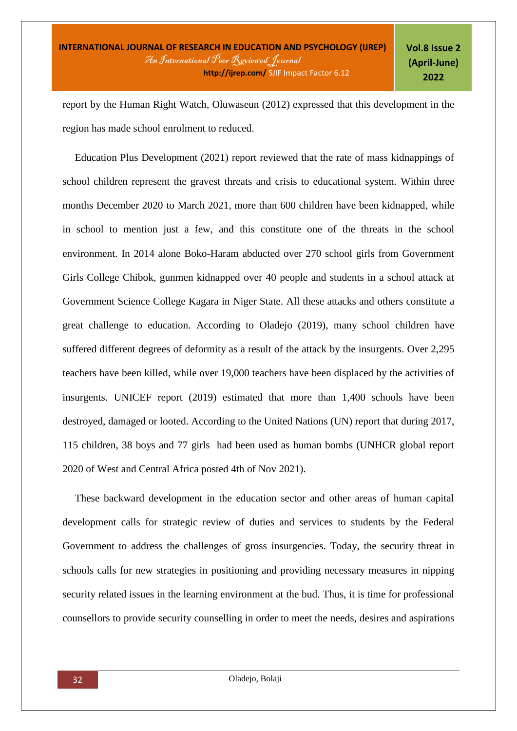report by the Human Right Watch, Oluwaseun (2012) expressed that this development in the region has made school enrolment to reduced.

Education Plus Development (2021) report reviewed that the rate of mass kidnappings of school children represent the gravest threats and crisis to educational system. Within three months December 2020 to March 2021, more than 600 children have been kidnapped, while in school to mention just a few, and this constitute one of the threats in the school environment. In 2014 alone Boko-Haram abducted over 270 school girls from Government Girls College Chibok, gunmen kidnapped over 40 people and students in a school attack at Government Science College Kagara in Niger State. All these attacks and others constitute a great challenge to education. According to Oladejo (2019), many school children have suffered different degrees of deformity as a result of the attack by the insurgents. Over 2,295 teachers have been killed, while over 19,000 teachers have been displaced by the activities of insurgents. UNICEF report (2019) estimated that more than 1,400 schools have been destroyed, damaged or looted. According to the United Nations (UN) report that during 2017, 115 children, 38 boys and 77 girls had been used as human bombs (UNHCR global report 2020 of West and Central Africa posted 4th of Nov 2021).

These backward development in the education sector and other areas of human capital development calls for strategic review of duties and services to students by the Federal Government to address the challenges of gross insurgencies. Today, the security threat in schools calls for new strategies in positioning and providing necessary measures in nipping security related issues in the learning environment at the bud. Thus, it is time for professional counsellors to provide security counselling in order to meet the needs, desires and aspirations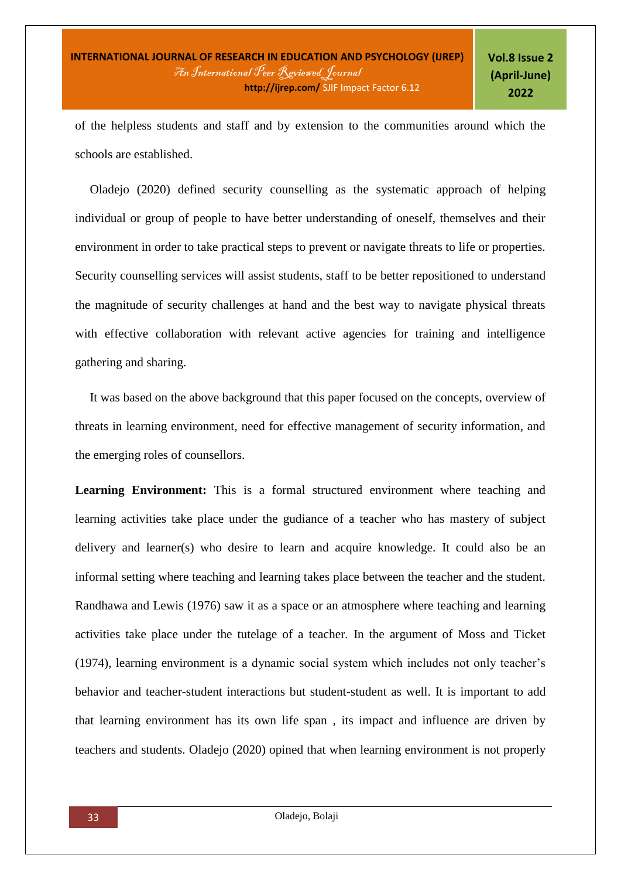of the helpless students and staff and by extension to the communities around which the schools are established.

Oladejo (2020) defined security counselling as the systematic approach of helping individual or group of people to have better understanding of oneself, themselves and their environment in order to take practical steps to prevent or navigate threats to life or properties. Security counselling services will assist students, staff to be better repositioned to understand the magnitude of security challenges at hand and the best way to navigate physical threats with effective collaboration with relevant active agencies for training and intelligence gathering and sharing.

It was based on the above background that this paper focused on the concepts, overview of threats in learning environment, need for effective management of security information, and the emerging roles of counsellors.

**Learning Environment:** This is a formal structured environment where teaching and learning activities take place under the gudiance of a teacher who has mastery of subject delivery and learner(s) who desire to learn and acquire knowledge. It could also be an informal setting where teaching and learning takes place between the teacher and the student. Randhawa and Lewis (1976) saw it as a space or an atmosphere where teaching and learning activities take place under the tutelage of a teacher. In the argument of Moss and Ticket (1974), learning environment is a dynamic social system which includes not only teacher's behavior and teacher-student interactions but student-student as well. It is important to add that learning environment has its own life span , its impact and influence are driven by teachers and students. Oladejo (2020) opined that when learning environment is not properly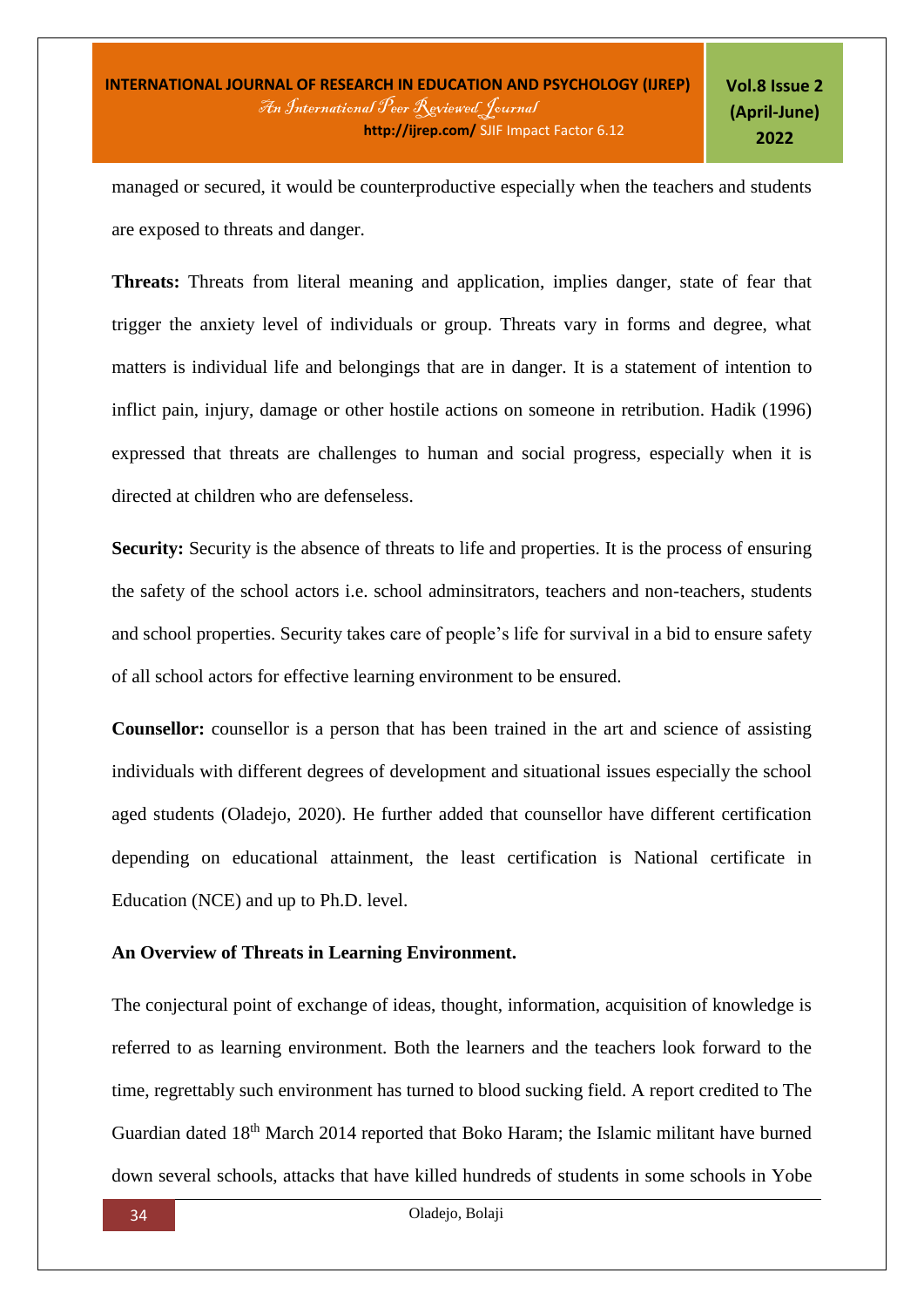managed or secured, it would be counterproductive especially when the teachers and students are exposed to threats and danger.

**Threats:** Threats from literal meaning and application, implies danger, state of fear that trigger the anxiety level of individuals or group. Threats vary in forms and degree, what matters is individual life and belongings that are in danger. It is a statement of intention to inflict pain, injury, damage or other hostile actions on someone in retribution. Hadik (1996) expressed that threats are challenges to human and social progress, especially when it is directed at children who are defenseless.

**Security:** Security is the absence of threats to life and properties. It is the process of ensuring the safety of the school actors i.e. school adminsitrators, teachers and non-teachers, students and school properties. Security takes care of people's life for survival in a bid to ensure safety of all school actors for effective learning environment to be ensured.

**Counsellor:** counsellor is a person that has been trained in the art and science of assisting individuals with different degrees of development and situational issues especially the school aged students (Oladejo, 2020). He further added that counsellor have different certification depending on educational attainment, the least certification is National certificate in Education (NCE) and up to Ph.D. level.

**An Overview of Threats in Learning Environment.**

The conjectural point of exchange of ideas, thought, information, acquisition of knowledge is referred to as learning environment. Both the learners and the teachers look forward to the time, regrettably such environment has turned to blood sucking field. A report credited to The Guardian dated 18th March 2014 reported that Boko Haram; the Islamic militant have burned down several schools, attacks that have killed hundreds of students in some schools in Yobe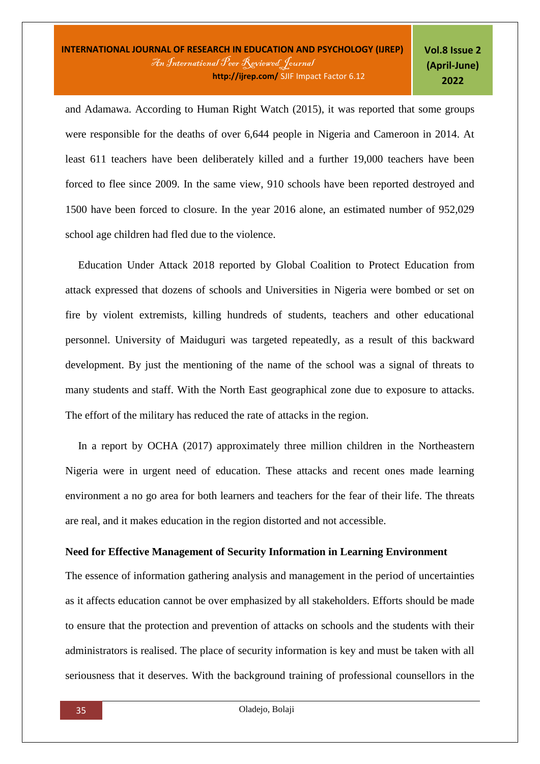and Adamawa. According to Human Right Watch (2015), it was reported that some groups were responsible for the deaths of over 6,644 people in Nigeria and Cameroon in 2014. At least 611 teachers have been deliberately killed and a further 19,000 teachers have been forced to flee since 2009. In the same view, 910 schools have been reported destroyed and 1500 have been forced to closure. In the year 2016 alone, an estimated number of 952,029 school age children had fled due to the violence.

Education Under Attack 2018 reported by Global Coalition to Protect Education from attack expressed that dozens of schools and Universities in Nigeria were bombed or set on fire by violent extremists, killing hundreds of students, teachers and other educational personnel. University of Maiduguri was targeted repeatedly, as a result of this backward development. By just the mentioning of the name of the school was a signal of threats to many students and staff. With the North East geographical zone due to exposure to attacks. The effort of the military has reduced the rate of attacks in the region.

In a report by OCHA (2017) approximately three million children in the Northeastern Nigeria were in urgent need of education. These attacks and recent ones made learning environment a no go area for both learners and teachers for the fear of their life. The threats are real, and it makes education in the region distorted and not accessible.

**Need for Effective Management of Security Information in Learning Environment**

The essence of information gathering analysis and management in the period of uncertainties as it affects education cannot be over emphasized by all stakeholders. Efforts should be made to ensure that the protection and prevention of attacks on schools and the students with their administrators is realised. The place of security information is key and must be taken with all seriousness that it deserves. With the background training of professional counsellors in the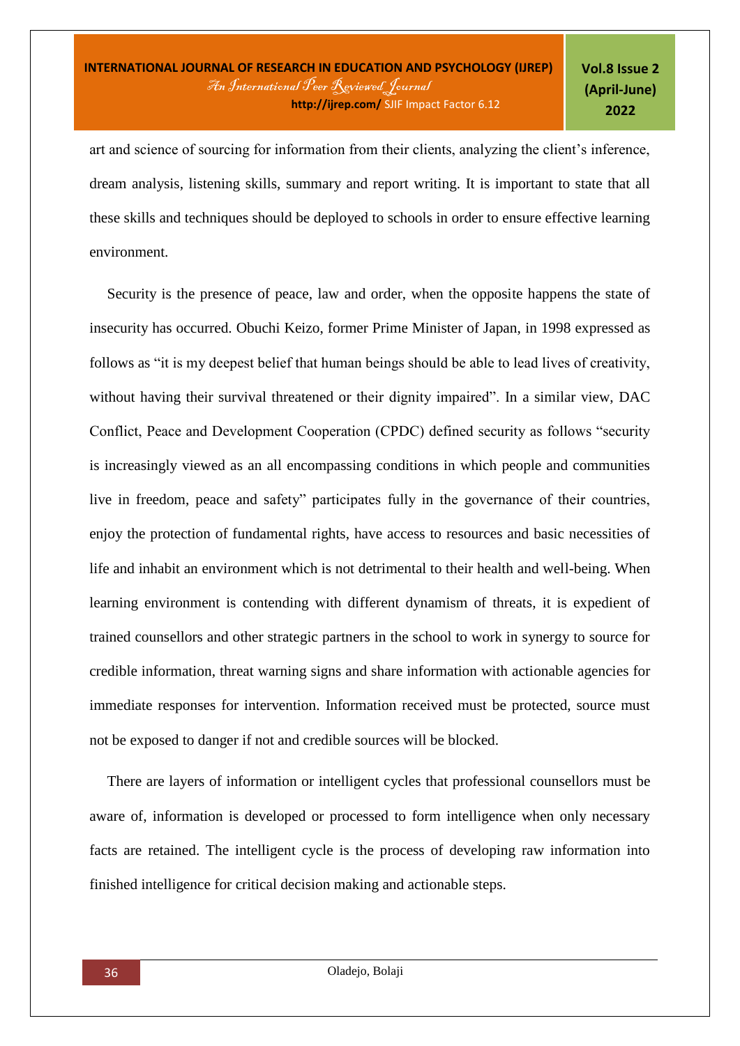art and science of sourcing for information from their clients, analyzing the client's inference, dream analysis, listening skills, summary and report writing. It is important to state that all these skills and techniques should be deployed to schools in order to ensure effective learning environment.

Security is the presence of peace, law and order, when the opposite happens the state of insecurity has occurred. Obuchi Keizo, former Prime Minister of Japan, in 1998 expressed as follows as "it is my deepest belief that human beings should be able to lead lives of creativity, without having their survival threatened or their dignity impaired". In a similar view, DAC Conflict, Peace and Development Cooperation (CPDC) defined security as follows "security is increasingly viewed as an all encompassing conditions in which people and communities live in freedom, peace and safety" participates fully in the governance of their countries, enjoy the protection of fundamental rights, have access to resources and basic necessities of life and inhabit an environment which is not detrimental to their health and well-being. When learning environment is contending with different dynamism of threats, it is expedient of trained counsellors and other strategic partners in the school to work in synergy to source for credible information, threat warning signs and share information with actionable agencies for immediate responses for intervention. Information received must be protected, source must not be exposed to danger if not and credible sources will be blocked.

There are layers of information or intelligent cycles that professional counsellors must be aware of, information is developed or processed to form intelligence when only necessary facts are retained. The intelligent cycle is the process of developing raw information into finished intelligence for critical decision making and actionable steps.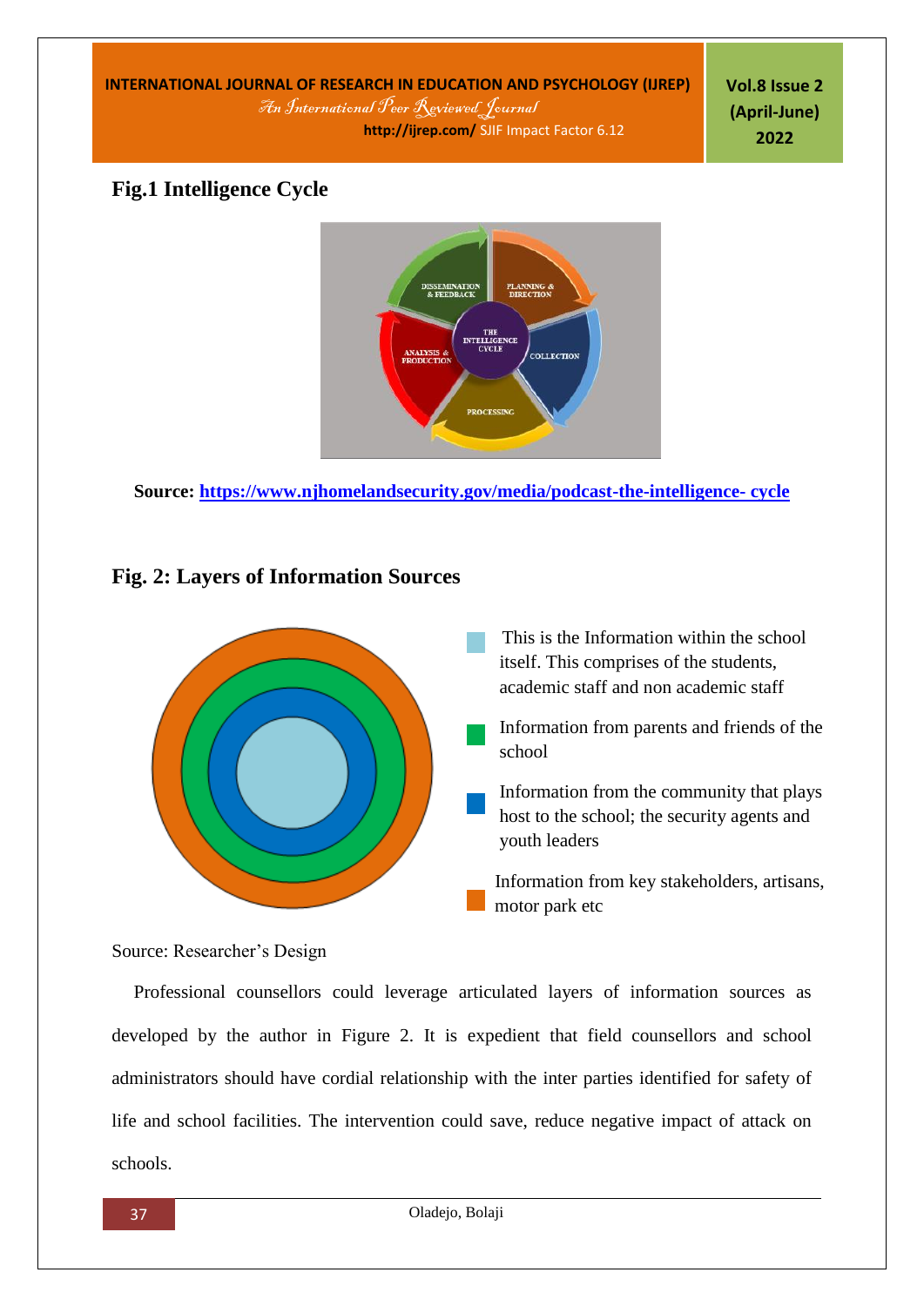**Fig.1 Intelligence Cycle**

**Source: [https://www.njhomelandsecurity.gov/media/podcast-the-intelligence- cycle](https://www.njhomelandsecurity.gov/media/podcast-the-intelligence-cycle)**

## Fig. 2: Layers of Information Sources

- This is the Information within the school itself. This comprises of the students, academic staff and non academic staff
- Information from parents and friends of the school
- Information from the community that plays host to the school; the security agents and youth leaders
- Information from key stakeholders, artisans, motor park etc

Source: Researcher's Design

Professional counsellors could leverage articulated layers of information sources as developed by the author in Figure 2. It is expedient that field counsellors and school administrators should have cordial relationship with the inter parties identified for safety of life and school facilities. The intervention could save, reduce negative impact of attack on schools.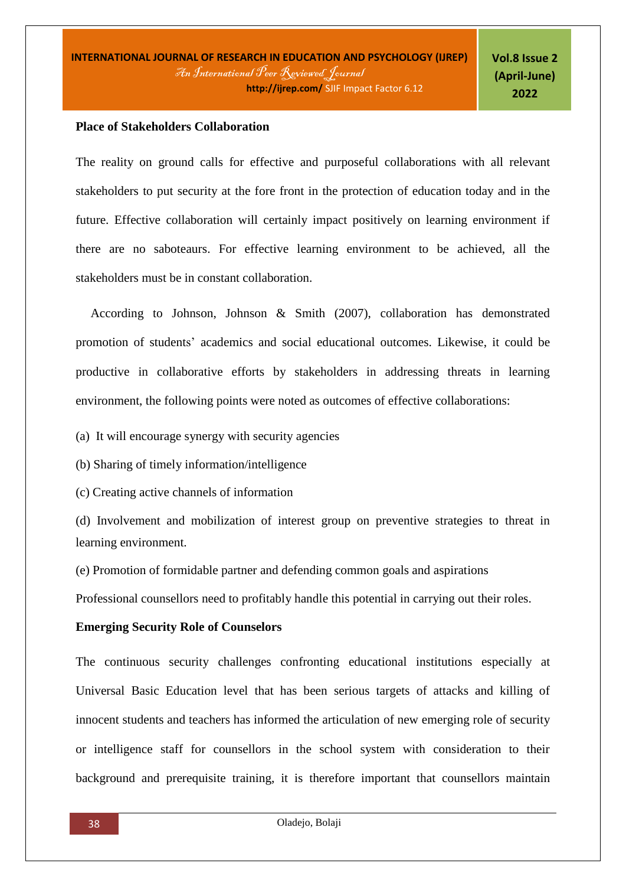**Place of Stakeholders Collaboration**

The reality on ground calls for effective and purposeful collaborations with all relevant stakeholders to put security at the fore front in the protection of education today and in the future. Effective collaboration will certainly impact positively on learning environment if there are no saboteaurs. For effective learning environment to be achieved, all the stakeholders must be in constant collaboration.

According to Johnson, Johnson & Smith (2007), collaboration has demonstrated promotion of students' academics and social educational outcomes. Likewise, it could be productive in collaborative efforts by stakeholders in addressing threats in learning environment, the following points were noted as outcomes of effective collaborations:

(a) It will encourage synergy with security agencies

(b) Sharing of timely information/intelligence

(c) Creating active channels of information

(d) Involvement and mobilization of interest group on preventive strategies to threat in learning environment.

(e) Promotion of formidable partner and defending common goals and aspirations

Professional counsellors need to profitably handle this potential in carrying out their roles.

**Emerging Security Role of Counselors**

The continuous security challenges confronting educational institutions especially at Universal Basic Education level that has been serious targets of attacks and killing of innocent students and teachers has informed the articulation of new emerging role of security or intelligence staff for counsellors in the school system with consideration to their background and prerequisite training, it is therefore important that counsellors maintain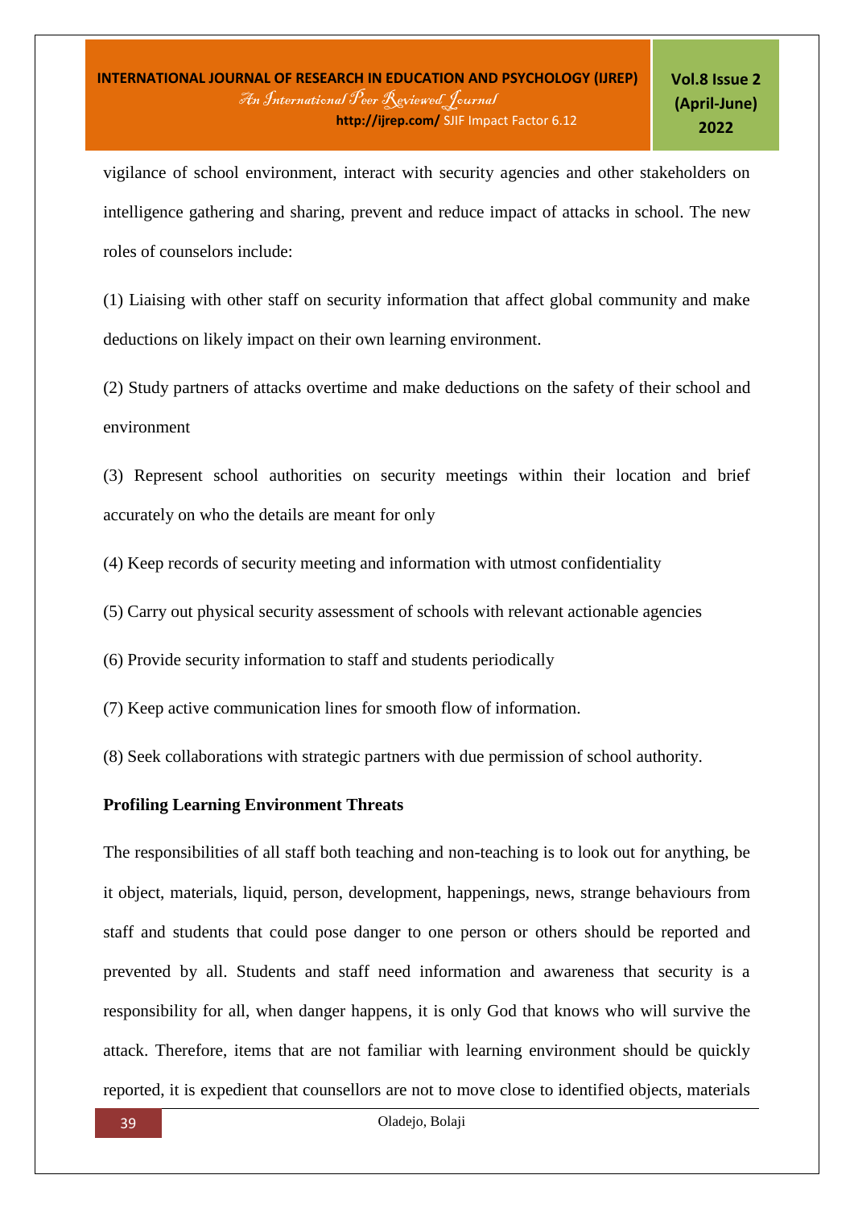vigilance of school environment, interact with security agencies and other stakeholders on intelligence gathering and sharing, prevent and reduce impact of attacks in school. The new roles of counselors include:

(1) Liaising with other staff on security information that affect global community and make deductions on likely impact on their own learning environment.

(2) Study partners of attacks overtime and make deductions on the safety of their school and environment

(3) Represent school authorities on security meetings within their location and brief accurately on who the details are meant for only

(4) Keep records of security meeting and information with utmost confidentiality

(5) Carry out physical security assessment of schools with relevant actionable agencies

(6) Provide security information to staff and students periodically

(7) Keep active communication lines for smooth flow of information.

(8) Seek collaborations with strategic partners with due permission of school authority.

**Profiling Learning Environment Threats**

The responsibilities of all staff both teaching and non-teaching is to look out for anything, be it object, materials, liquid, person, development, happenings, news, strange behaviours from staff and students that could pose danger to one person or others should be reported and prevented by all. Students and staff need information and awareness that security is a responsibility for all, when danger happens, it is only God that knows who will survive the attack. Therefore, items that are not familiar with learning environment should be quickly reported, it is expedient that counsellors are not to move close to identified objects, materials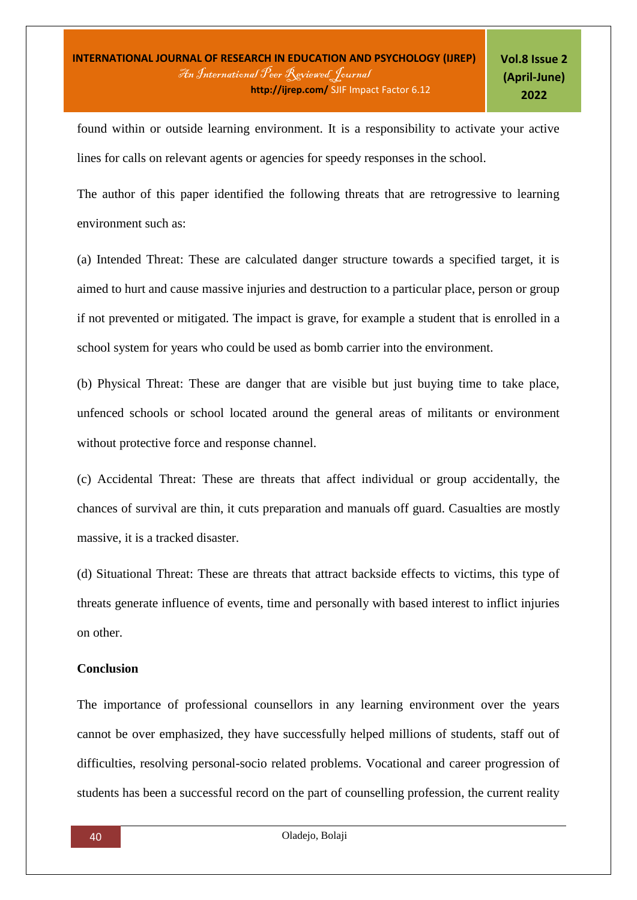found within or outside learning environment. It is a responsibility to activate your active lines for calls on relevant agents or agencies for speedy responses in the school.

The author of this paper identified the following threats that are retrogressive to learning environment such as:

(a) Intended Threat: These are calculated danger structure towards a specified target, it is aimed to hurt and cause massive injuries and destruction to a particular place, person or group if not prevented or mitigated. The impact is grave, for example a student that is enrolled in a school system for years who could be used as bomb carrier into the environment.

(b) Physical Threat: These are danger that are visible but just buying time to take place, unfenced schools or school located around the general areas of militants or environment without protective force and response channel.

(c) Accidental Threat: These are threats that affect individual or group accidentally, the chances of survival are thin, it cuts preparation and manuals off guard. Casualties are mostly massive, it is a tracked disaster.

(d) Situational Threat: These are threats that attract backside effects to victims, this type of threats generate influence of events, time and personally with based interest to inflict injuries on other.

**Conclusion**

The importance of professional counsellors in any learning environment over the years cannot be over emphasized, they have successfully helped millions of students, staff out of difficulties, resolving personal-socio related problems. Vocational and career progression of students has been a successful record on the part of counselling profession, the current reality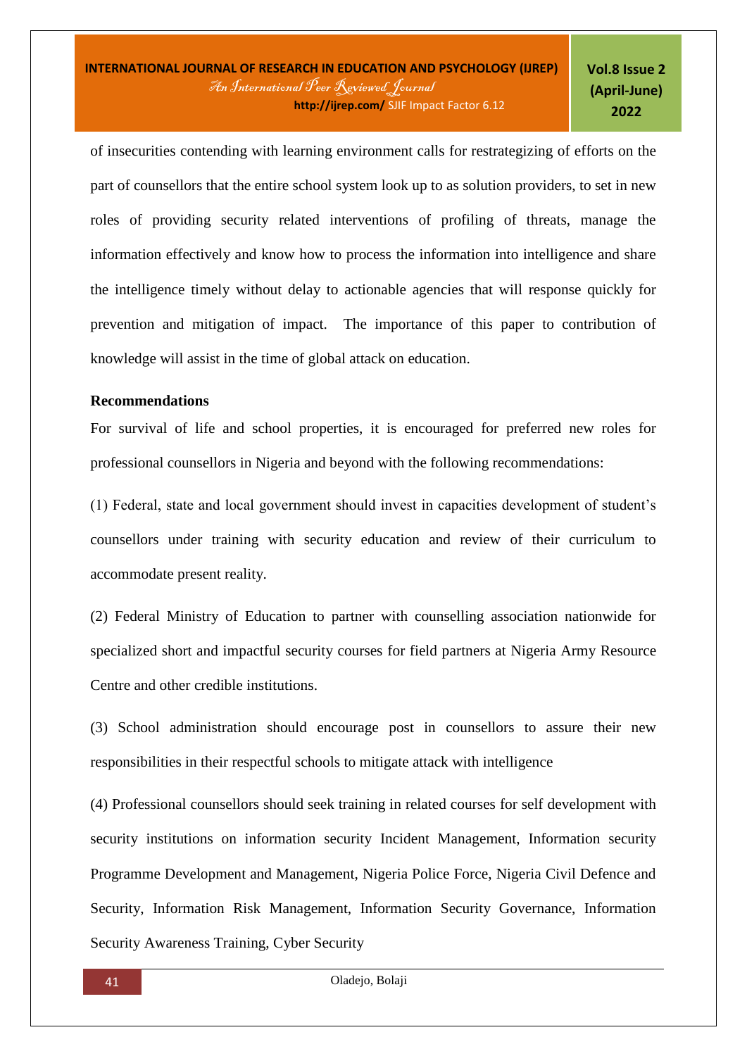of insecurities contending with learning environment calls for restrategizing of efforts on the part of counsellors that the entire school system look up to as solution providers, to set in new roles of providing security related interventions of profiling of threats, manage the information effectively and know how to process the information into intelligence and share the intelligence timely without delay to actionable agencies that will response quickly for prevention and mitigation of impact. The importance of this paper to contribution of knowledge will assist in the time of global attack on education.

**Recommendations**

For survival of life and school properties, it is encouraged for preferred new roles for professional counsellors in Nigeria and beyond with the following recommendations:

(1) Federal, state and local government should invest in capacities development of student's counsellors under training with security education and review of their curriculum to accommodate present reality.

(2) Federal Ministry of Education to partner with counselling association nationwide for specialized short and impactful security courses for field partners at Nigeria Army Resource Centre and other credible institutions.

(3) School administration should encourage post in counsellors to assure their new responsibilities in their respectful schools to mitigate attack with intelligence

(4) Professional counsellors should seek training in related courses for self development with security institutions on information security Incident Management, Information security Programme Development and Management, Nigeria Police Force, Nigeria Civil Defence and Security, Information Risk Management, Information Security Governance, Information Security Awareness Training, Cyber Security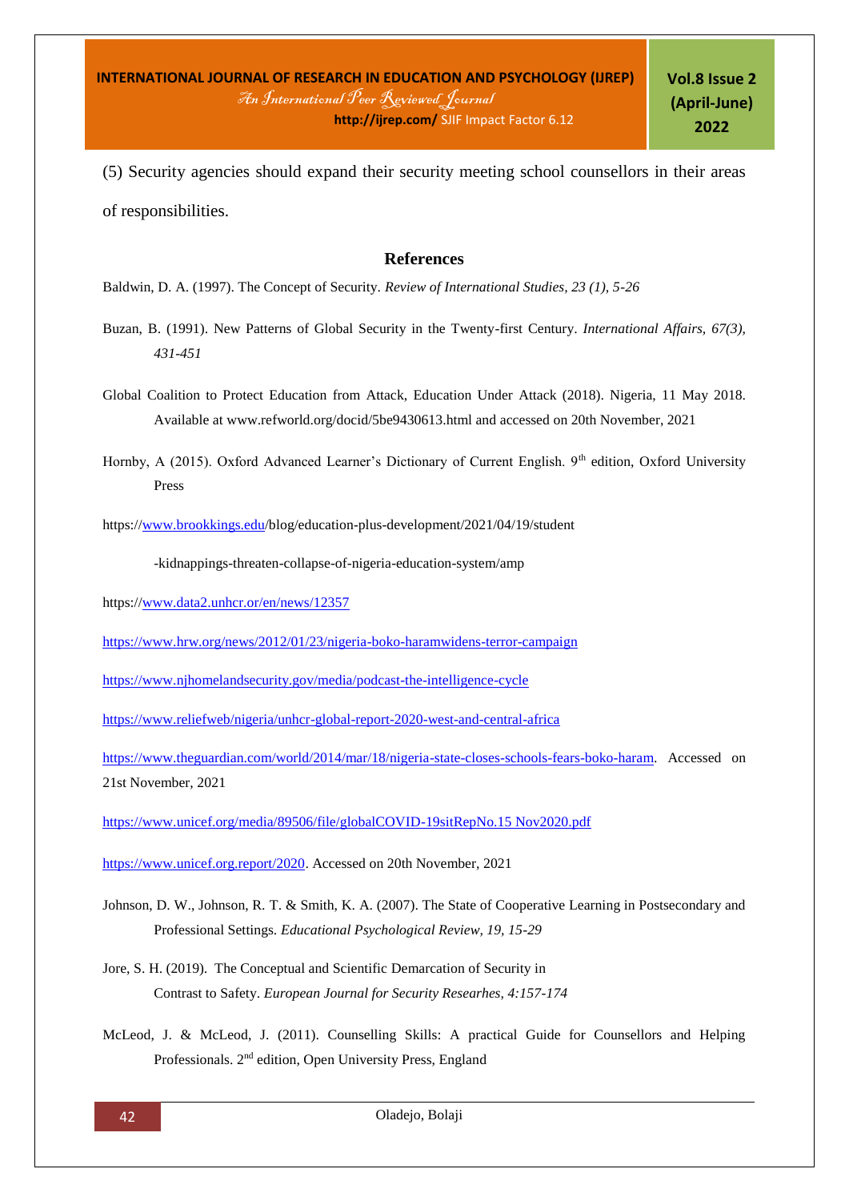(5) Security agencies should expand their security meeting school counsellors in their areas of responsibilities.

## References

Baldwin, D. A. (1997). The Concept of Security. *Review of International Studies, 23 (1), 5-26*

Buzan, B. (1991). New Patterns of Global Security in the Twenty-first Century. *International Affairs, 67(3), 431-451*

Global Coalition to Protect Education from Attack, Education Under Attack (2018). Nigeria, 11 May 2018. Available at www.refworld.org/docid/5be9430613.html and accessed on 20th November, 2021

Hornby, A (2015). Oxford Advanced Learner's Dictionary of Current English. 9th edition, Oxford University Press

https://www.brookkings.edu/blog/education-plus-development/2021/04/19/student

-kidnappings-threaten-collapse-of-nigeria-education-system/amp

https://www.data2.unhcr.or/en/news/12357

https://www.hrw.org/news/2012/01/23/nigeria-boko-haramwidens-terror-campaign

https://www.njhomelandsecurity.gov/media/podcast-the-intelligence-cycle

https://www.reliefweb/nigeria/unhcr-global-report-2020-west-and-central-africa

https://www.theguardian.com/world/2014/mar/18/nigeria-state-closes-schools-fears-boko-haram. Accessed on 21st November, 2021

https://www.unicef.org/media/89506/file/globalCOVID-19sitRepNo.15 Nov2020.pdf

https://www.unicef.org.report/2020. Accessed on 20th November, 2021

Johnson, D. W., Johnson, R. T. & Smith, K. A. (2007). The State of Cooperative Learning in Postsecondary and Professional Settings. *Educational Psychological Review, 19, 15-29*

Jore, S. H. (2019). The Conceptual and Scientific Demarcation of Security in Contrast to Safety. *European Journal for Security Researhes, 4:157-174*

McLeod, J. & McLeod, J. (2011). Counselling Skills: A practical Guide for Counsellors and Helping Professionals. 2nd edition, Open University Press, England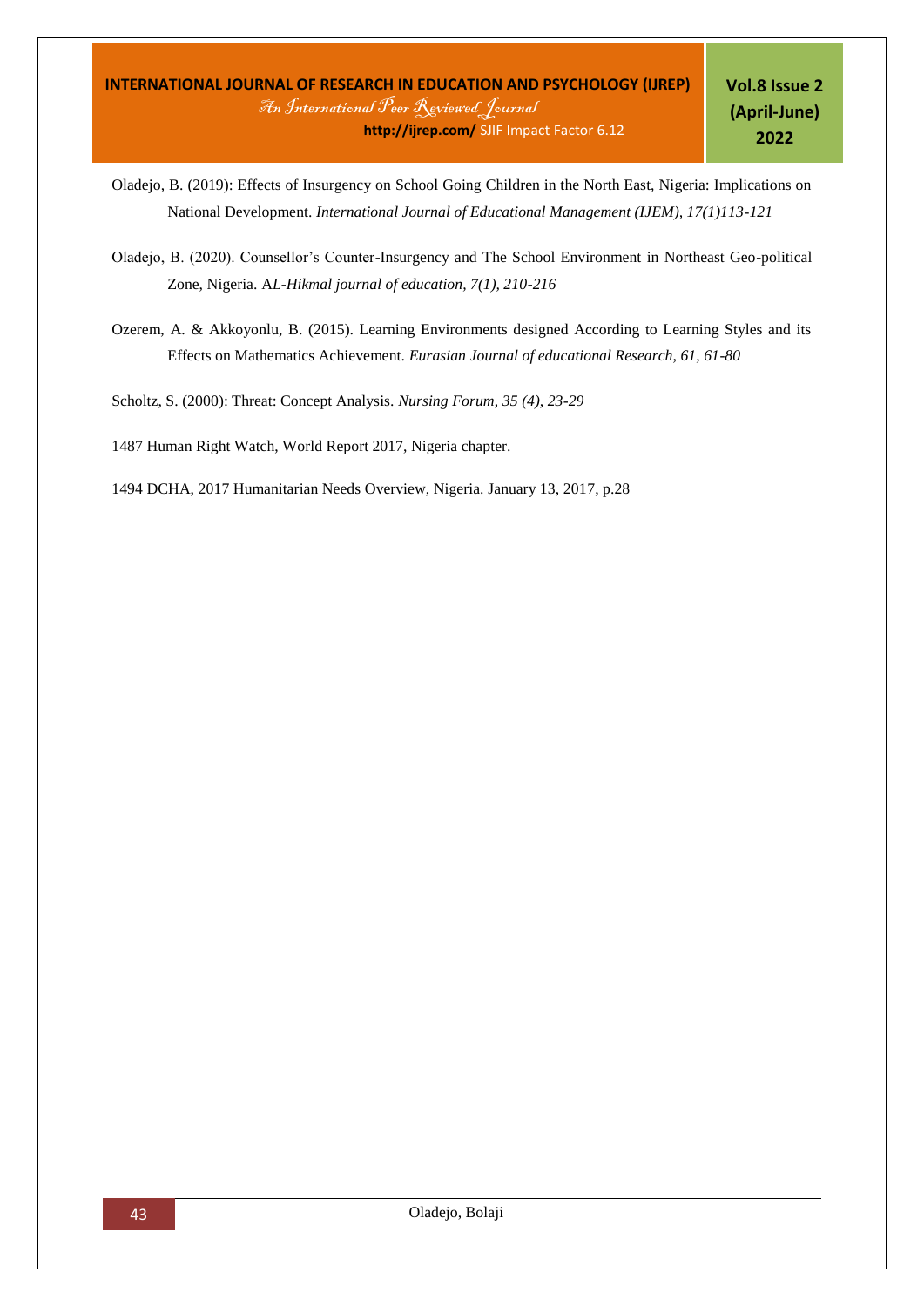Oladejo, B. (2019): Effects of Insurgency on School Going Children in the North East, Nigeria: Implications on National Development. *International Journal of Educational Management (IJEM), 17(1)113-121*

Oladejo, B. (2020). Counsellor's Counter-Insurgency and The School Environment in Northeast Geo-political Zone, Nigeria. A*L-Hikmal journal of education, 7(1), 210-216*

Ozerem, A. & Akkoyonlu, B. (2015). Learning Environments designed According to Learning Styles and its Effects on Mathematics Achievement. *Eurasian Journal of educational Research, 61, 61-80*

Scholtz, S. (2000): Threat: Concept Analysis. *Nursing Forum, 35 (4), 23-29*

1487 Human Right Watch, World Report 2017, Nigeria chapter.

1494 DCHA, 2017 Humanitarian Needs Overview, Nigeria. January 13, 2017, p.28